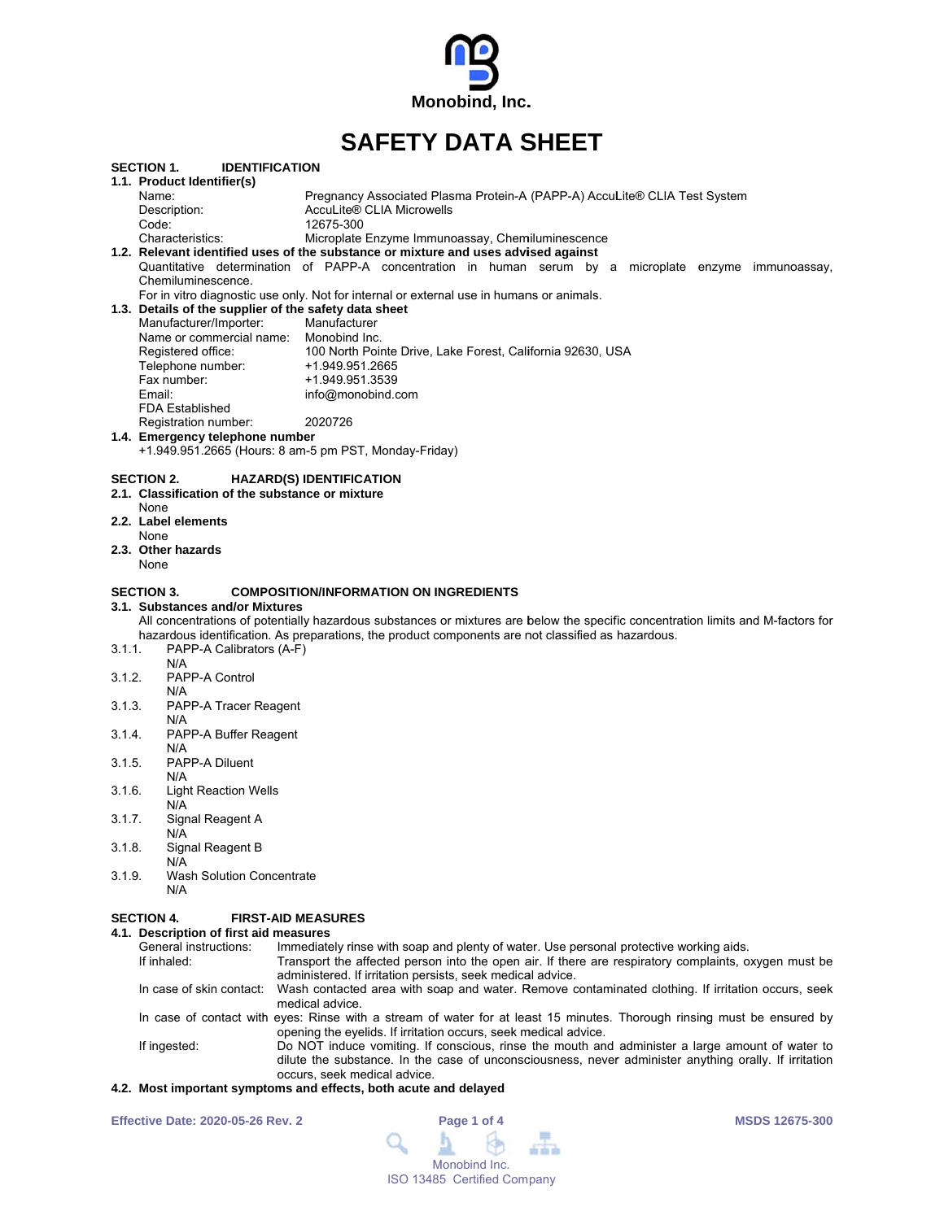Monobind, Inc.

# SAFETY DATA SHEET

## SECTION 1. IDENTIFICATION

### 1.1. Product Identifier(s)

| | |
|---|---|
| Name: | Pregnancy Associated Plasma Protein-A (PAPP-A) AccuLite® CLIA Test System |
| Description: | AccuLite® CLIA Microwells |
| Code: | 12675-300 |
| Characteristics: | Microplate Enzyme Immunoassay, Chemiluminescence |

### 1.2. Relevant identified uses of the substance or mixture and uses advised against

Quantitative determination of PAPP-A concentration in human serum by a microplate enzyme immunoassay, Chemiluminescence.

For in vitro diagnostic use only. Not for internal or external use in humans or animals.

### 1.3. Details of the supplier of the safety data sheet

| | |
|---|---|
| Manufacturer/Importer: | Manufacturer |
| Name or commercial name: | Monobind Inc. |
| Registered office: | 100 North Pointe Drive, Lake Forest, California 92630, USA |
| Telephone number: | +1.949.951.2665 |
| Fax number: | +1.949.951.3539 |
| Email: | info@monobind.com |
| FDA Established Registration number: | 2020726 |

### 1.4. Emergency telephone number

+1.949.951.2665 (Hours: 8 am-5 pm PST, Monday-Friday)

## SECTION 2. HAZARD(S) IDENTIFICATION

### 2.1. Classification of the substance or mixture

None

### 2.2. Label elements

None

### 2.3. Other hazards

None

## SECTION 3. COMPOSITION/INFORMATION ON INGREDIENTS

### 3.1. Substances and/or Mixtures

All concentrations of potentially hazardous substances or mixtures are below the specific concentration limits and M-factors for hazardous identification. As preparations, the product components are not classified as hazardous.

3.1.1. PAPP-A Calibrators (A-F)
N/A

3.1.2. PAPP-A Control
N/A

3.1.3. PAPP-A Tracer Reagent
N/A

3.1.4. PAPP-A Buffer Reagent
N/A

3.1.5. PAPP-A Diluent
N/A

3.1.6. Light Reaction Wells
N/A

3.1.7. Signal Reagent A
N/A

3.1.8. Signal Reagent B
N/A

3.1.9. Wash Solution Concentrate
N/A

## SECTION 4. FIRST-AID MEASURES

### 4.1. Description of first aid measures

| | |
|---|---|
| General instructions: | Immediately rinse with soap and plenty of water. Use personal protective working aids. |
| If inhaled: | Transport the affected person into the open air. If there are respiratory complaints, oxygen must be administered. If irritation persists, seek medical advice. |
| In case of skin contact: | Wash contacted area with soap and water. Remove contaminated clothing. If irritation occurs, seek medical advice. |
| In case of contact with eyes: | Rinse with a stream of water for at least 15 minutes. Thorough rinsing must be ensured by opening the eyelids. If irritation occurs, seek medical advice. |
| If ingested: | Do NOT induce vomiting. If conscious, rinse the mouth and administer a large amount of water to dilute the substance. In the case of unconsciousness, never administer anything orally. If irritation occurs, seek medical advice. |

### 4.2. Most important symptoms and effects, both acute and delayed

Effective Date: 2020-05-26 Rev. 2

MSDS 12675-300

Monobind Inc.
ISO 13485 Certified Company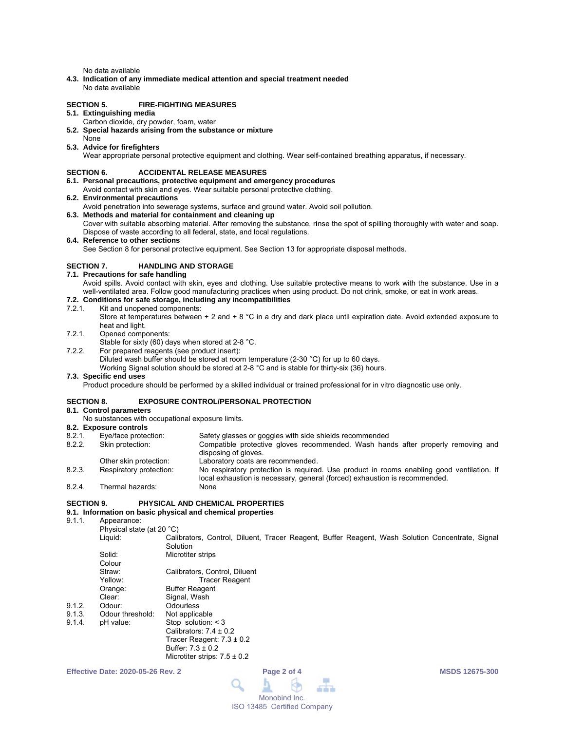No data available

**4.3. Indication of any immediate medical attention and special treatment needed**

No data available

## SECTION 5. FIRE-FIGHTING MEASURES

**5.1. Extinguishing media**

Carbon dioxide, dry powder, foam, water

**5.2. Special hazards arising from the substance or mixture**

None

**5.3. Advice for firefighters**

Wear appropriate personal protective equipment and clothing. Wear self-contained breathing apparatus, if necessary.

## SECTION 6. ACCIDENTAL RELEASE MEASURES

**6.1. Personal precautions, protective equipment and emergency procedures**

Avoid contact with skin and eyes. Wear suitable personal protective clothing.

**6.2. Environmental precautions**

Avoid penetration into sewerage systems, surface and ground water. Avoid soil pollution.

**6.3. Methods and material for containment and cleaning up**

Cover with suitable absorbing material. After removing the substance, rinse the spot of spilling thoroughly with water and soap. Dispose of waste according to all federal, state, and local regulations.

**6.4. Reference to other sections**

See Section 8 for personal protective equipment. See Section 13 for appropriate disposal methods.

## SECTION 7. HANDLING AND STORAGE

**7.1. Precautions for safe handling**

Avoid spills. Avoid contact with skin, eyes and clothing. Use suitable protective means to work with the substance. Use in a well-ventilated area. Follow good manufacturing practices when using product. Do not drink, smoke, or eat in work areas.

**7.2. Conditions for safe storage, including any incompatibilities**

7.2.1. Kit and unopened components:
Store at temperatures between + 2 and + 8 °C in a dry and dark place until expiration date. Avoid extended exposure to heat and light.

7.2.1. Opened components:
Stable for sixty (60) days when stored at 2-8 °C.

7.2.2. For prepared reagents (see product insert):
Diluted wash buffer should be stored at room temperature (2-30 °C) for up to 60 days.
Working Signal solution should be stored at 2-8 °C and is stable for thirty-six (36) hours.

**7.3. Specific end uses**

Product procedure should be performed by a skilled individual or trained professional for in vitro diagnostic use only.

## SECTION 8. EXPOSURE CONTROL/PERSONAL PROTECTION

**8.1. Control parameters**

No substances with occupational exposure limits.

**8.2. Exposure controls**

| | | |
|---|---|---|
| 8.2.1. | Eye/face protection: | Safety glasses or goggles with side shields recommended |
| 8.2.2. | Skin protection: | Compatible protective gloves recommended. Wash hands after properly removing and disposing of gloves. |
| | Other skin protection: | Laboratory coats are recommended. |
| 8.2.3. | Respiratory protection: | No respiratory protection is required. Use product in rooms enabling good ventilation. If local exhaustion is necessary, general (forced) exhaustion is recommended. |
| 8.2.4. | Thermal hazards: | None |

## SECTION 9. PHYSICAL AND CHEMICAL PROPERTIES

**9.1. Information on basic physical and chemical properties**

9.1.1. Appearance:

Physical state (at 20 °C)

| | |
|---|---|
| Liquid: | Calibrators, Control, Diluent, Tracer Reagent, Buffer Reagent, Wash Solution Concentrate, Signal Solution |
| Solid: | Microtiter strips |

Colour

| | |
|---|---|
| Straw: | Calibrators, Control, Diluent |
| Yellow: | Tracer Reagent |
| Orange: | Buffer Reagent |
| Clear: | Signal, Wash |

| | | |
|---|---|---|
| 9.1.2. | Odour: | Odourless |
| 9.1.3. | Odour threshold: | Not applicable |
| 9.1.4. | pH value: | Stop solution: < 3<br>Calibrators: 7.4 ± 0.2<br>Tracer Reagent: 7.3 ± 0.2<br>Buffer: 7.3 ± 0.2<br>Microtiter strips: 7.5 ± 0.2 |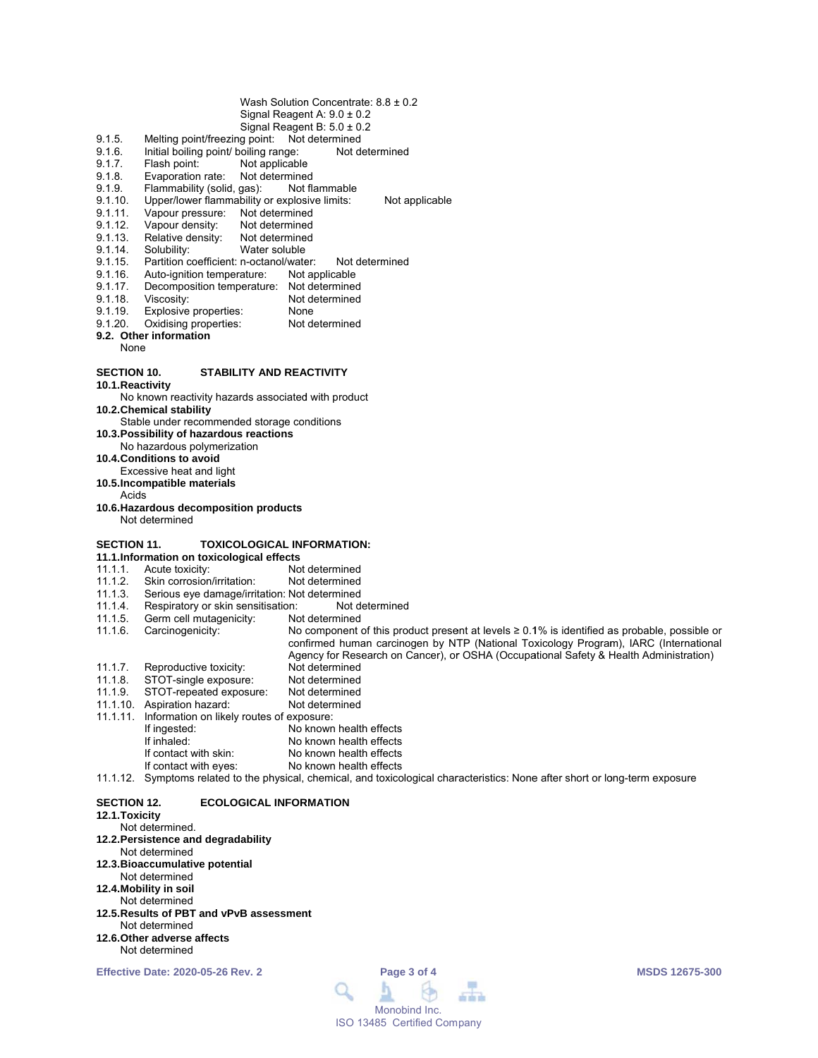Wash Solution Concentrate: 8.8 ± 0.2
Signal Reagent A: 9.0 ± 0.2
Signal Reagent B: 5.0 ± 0.2

9.1.5. Melting point/freezing point: Not determined
9.1.6. Initial boiling point/ boiling range: Not determined
9.1.7. Flash point: Not applicable
9.1.8. Evaporation rate: Not determined
9.1.9. Flammability (solid, gas): Not flammable
9.1.10. Upper/lower flammability or explosive limits: Not applicable
9.1.11. Vapour pressure: Not determined
9.1.12. Vapour density: Not determined
9.1.13. Relative density: Not determined
9.1.14. Solubility: Water soluble
9.1.15. Partition coefficient: n-octanol/water: Not determined
9.1.16. Auto-ignition temperature: Not applicable
9.1.17. Decomposition temperature: Not determined
9.1.18. Viscosity: Not determined
9.1.19. Explosive properties: None
9.1.20. Oxidising properties: Not determined

**9.2. Other information**

None

## SECTION 10. STABILITY AND REACTIVITY

**10.1. Reactivity**

No known reactivity hazards associated with product

**10.2. Chemical stability**

Stable under recommended storage conditions

**10.3. Possibility of hazardous reactions**

No hazardous polymerization

**10.4. Conditions to avoid**

Excessive heat and light

**10.5. Incompatible materials**

Acids

**10.6. Hazardous decomposition products**

Not determined

## SECTION 11. TOXICOLOGICAL INFORMATION:

**11.1. Information on toxicological effects**

11.1.1. Acute toxicity: Not determined
11.1.2. Skin corrosion/irritation: Not determined
11.1.3. Serious eye damage/irritation: Not determined
11.1.4. Respiratory or skin sensitisation: Not determined
11.1.5. Germ cell mutagenicity: Not determined
11.1.6. Carcinogenicity: No component of this product present at levels ≥ 0.1% is identified as probable, possible or confirmed human carcinogen by NTP (National Toxicology Program), IARC (International Agency for Research on Cancer), or OSHA (Occupational Safety & Health Administration)
11.1.7. Reproductive toxicity: Not determined
11.1.8. STOT-single exposure: Not determined
11.1.9. STOT-repeated exposure: Not determined
11.1.10. Aspiration hazard: Not determined
11.1.11. Information on likely routes of exposure:
- If ingested: No known health effects
- If inhaled: No known health effects
- If contact with skin: No known health effects
- If contact with eyes: No known health effects

11.1.12. Symptoms related to the physical, chemical, and toxicological characteristics: None after short or long-term exposure

## SECTION 12. ECOLOGICAL INFORMATION

**12.1. Toxicity**

Not determined.

**12.2. Persistence and degradability**

Not determined

**12.3. Bioaccumulative potential**

Not determined

**12.4. Mobility in soil**

Not determined

**12.5. Results of PBT and vPvB assessment**

Not determined

**12.6. Other adverse affects**

Not determined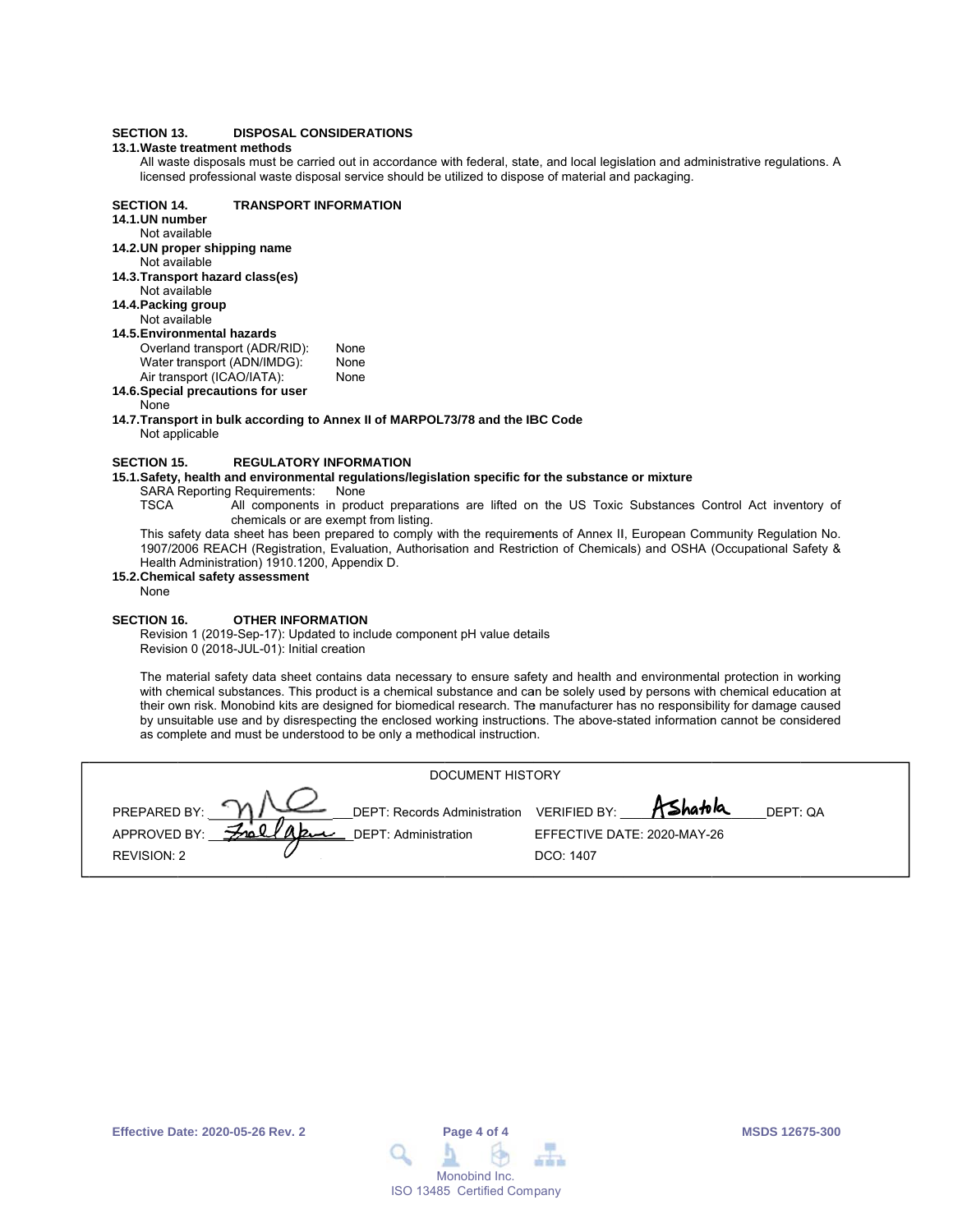## SECTION 13. DISPOSAL CONSIDERATIONS

**13.1. Waste treatment methods**

All waste disposals must be carried out in accordance with federal, state, and local legislation and administrative regulations. A licensed professional waste disposal service should be utilized to dispose of material and packaging.

## SECTION 14. TRANSPORT INFORMATION

**14.1. UN number**

Not available

**14.2. UN proper shipping name**

Not available

**14.3. Transport hazard class(es)**

Not available

**14.4. Packing group**

Not available

**14.5. Environmental hazards**

| | |
|---|---|
| Overland transport (ADR/RID): | None |
| Water transport (ADN/IMDG): | None |
| Air transport (ICAO/IATA): | None |

**14.6. Special precautions for user**

None

**14.7. Transport in bulk according to Annex II of MARPOL73/78 and the IBC Code**

Not applicable

## SECTION 15. REGULATORY INFORMATION

**15.1. Safety, health and environmental regulations/legislation specific for the substance or mixture**

SARA Reporting Requirements: None

TSCA All components in product preparations are lifted on the US Toxic Substances Control Act inventory of chemicals or are exempt from listing.

This safety data sheet has been prepared to comply with the requirements of Annex II, European Community Regulation No. 1907/2006 REACH (Registration, Evaluation, Authorisation and Restriction of Chemicals) and OSHA (Occupational Safety & Health Administration) 1910.1200, Appendix D.

**15.2. Chemical safety assessment**

None

## SECTION 16. OTHER INFORMATION

Revision 1 (2019-Sep-17): Updated to include component pH value details

Revision 0 (2018-JUL-01): Initial creation

The material safety data sheet contains data necessary to ensure safety and health and environmental protection in working with chemical substances. This product is a chemical substance and can be solely used by persons with chemical education at their own risk. Monobind kits are designed for biomedical research. The manufacturer has no responsibility for damage caused by unsuitable use and by disrespecting the enclosed working instructions. The above-stated information cannot be considered as complete and must be understood to be only a methodical instruction.

| DOCUMENT HISTORY | | | |
|---|---|---|---|
| PREPARED BY: [signature] | DEPT: Records Administration | VERIFIED BY: Ashatola | DEPT: QA |
| APPROVED BY: [signature] | DEPT: Administration | EFFECTIVE DATE: 2020-MAY-26 | |
| REVISION: 2 | | DCO: 1407 | |

Effective Date: 2020-05-26 Rev. 2

MSDS 12675-300

Monobind Inc.
ISO 13485 Certified Company